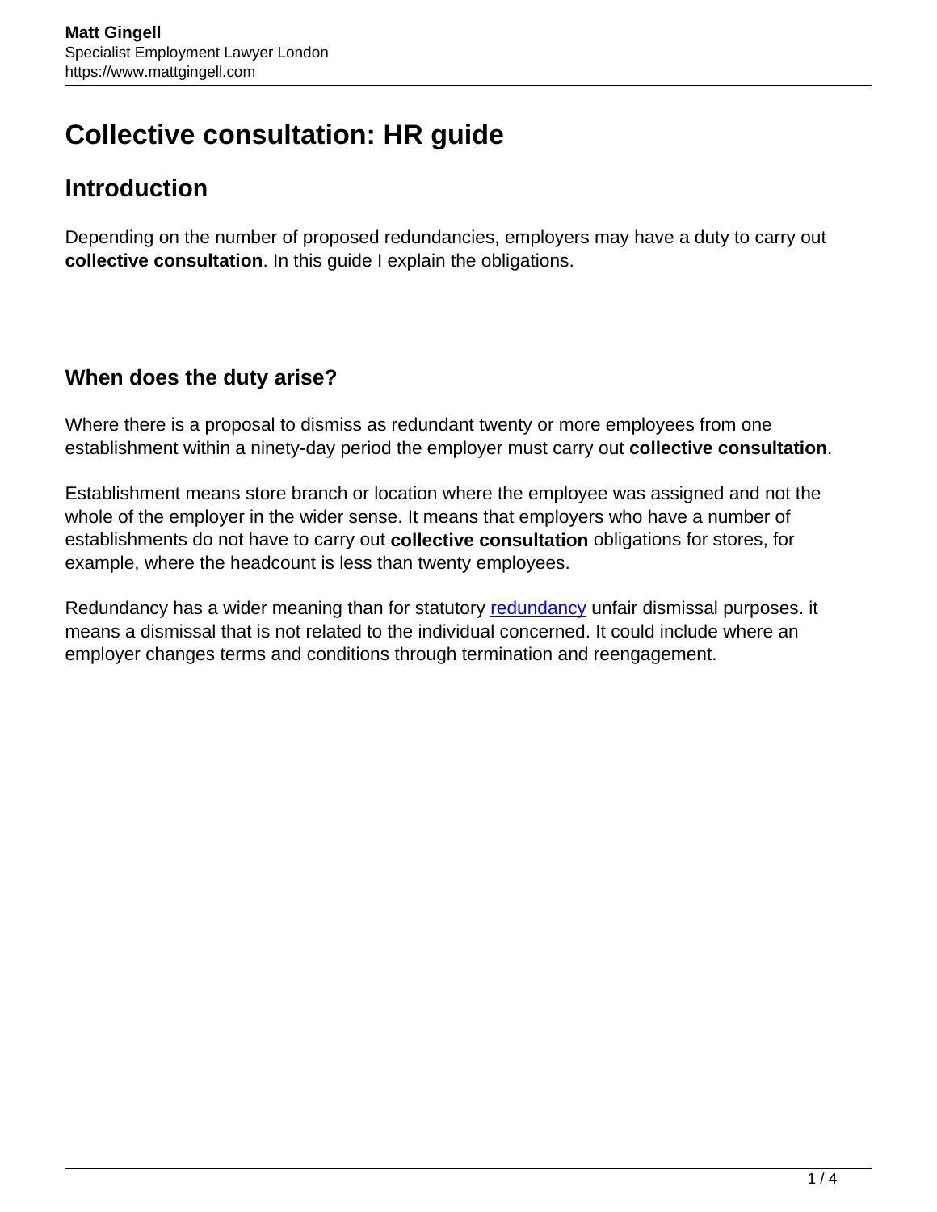# Collective consultation: HR guide

## Introduction

Depending on the number of proposed redundancies, employers may have a duty to carry out **collective consultation**. In this guide I explain the obligations.

### When does the duty arise?

Where there is a proposal to dismiss as redundant twenty or more employees from one establishment within a ninety-day period the employer must carry out **collective consultation**.

Establishment means store branch or location where the employee was assigned and not the whole of the employer in the wider sense. It means that employers who have a number of establishments do not have to carry out **collective consultation** obligations for stores, for example, where the headcount is less than twenty employees.

Redundancy has a wider meaning than for statutory redundancy unfair dismissal purposes. it means a dismissal that is not related to the individual concerned. It could include where an employer changes terms and conditions through termination and reengagement.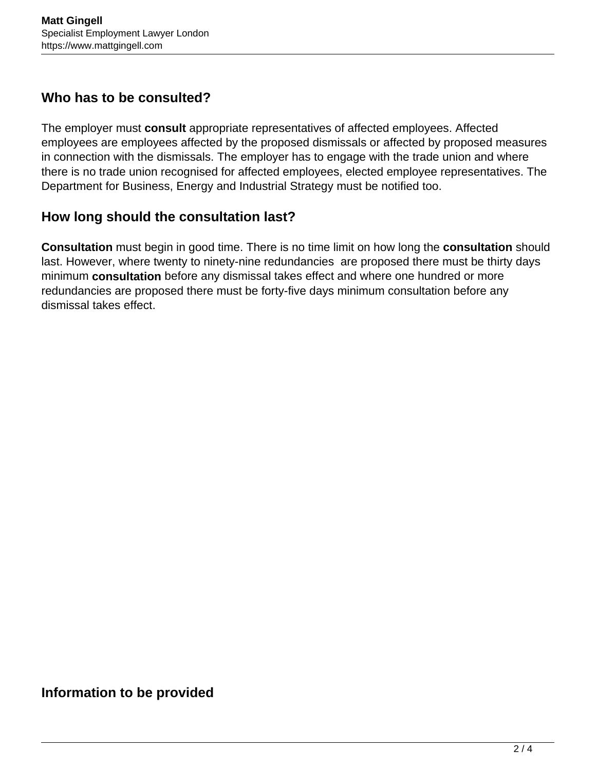## Who has to be consulted?

The employer must **consult** appropriate representatives of affected employees. Affected employees are employees affected by the proposed dismissals or affected by proposed measures in connection with the dismissals. The employer has to engage with the trade union and where there is no trade union recognised for affected employees, elected employee representatives. The Department for Business, Energy and Industrial Strategy must be notified too.

## How long should the consultation last?

**Consultation** must begin in good time. There is no time limit on how long the **consultation** should last. However, where twenty to ninety-nine redundancies are proposed there must be thirty days minimum **consultation** before any dismissal takes effect and where one hundred or more redundancies are proposed there must be forty-five days minimum consultation before any dismissal takes effect.

## Information to be provided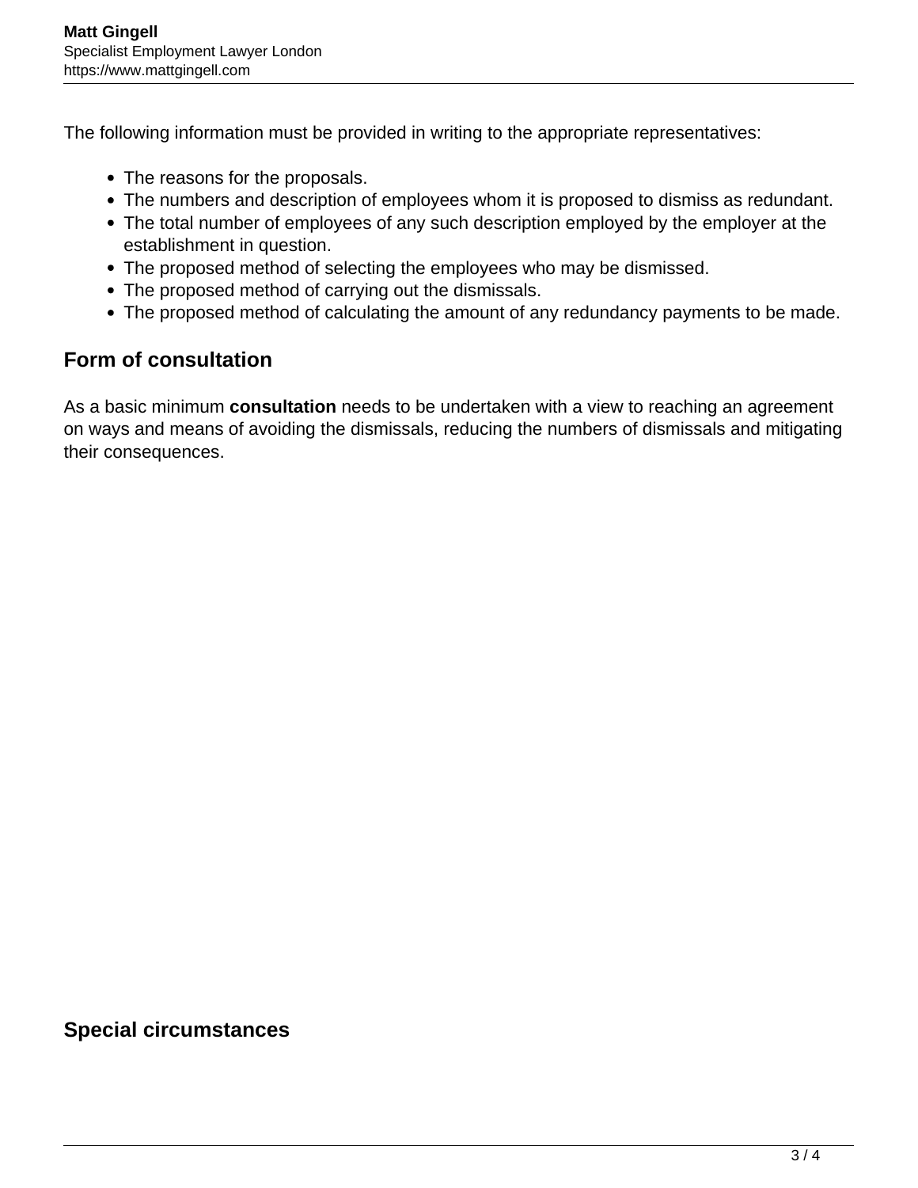The following information must be provided in writing to the appropriate representatives:

- The reasons for the proposals.
- The numbers and description of employees whom it is proposed to dismiss as redundant.
- The total number of employees of any such description employed by the employer at the establishment in question.
- The proposed method of selecting the employees who may be dismissed.
- The proposed method of carrying out the dismissals.
- The proposed method of calculating the amount of any redundancy payments to be made.

## Form of consultation

As a basic minimum **consultation** needs to be undertaken with a view to reaching an agreement on ways and means of avoiding the dismissals, reducing the numbers of dismissals and mitigating their consequences.

## Special circumstances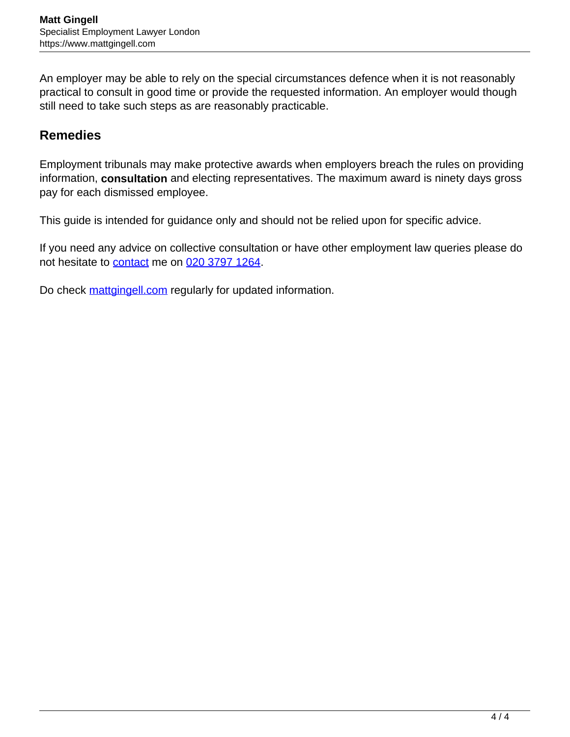An employer may be able to rely on the special circumstances defence when it is not reasonably practical to consult in good time or provide the requested information. An employer would though still need to take such steps as are reasonably practicable.

## Remedies

Employment tribunals may make protective awards when employers breach the rules on providing information, **consultation** and electing representatives. The maximum award is ninety days gross pay for each dismissed employee.

This guide is intended for guidance only and should not be relied upon for specific advice.

If you need any advice on collective consultation or have other employment law queries please do not hesitate to contact me on 020 3797 1264.

Do check mattgingell.com regularly for updated information.